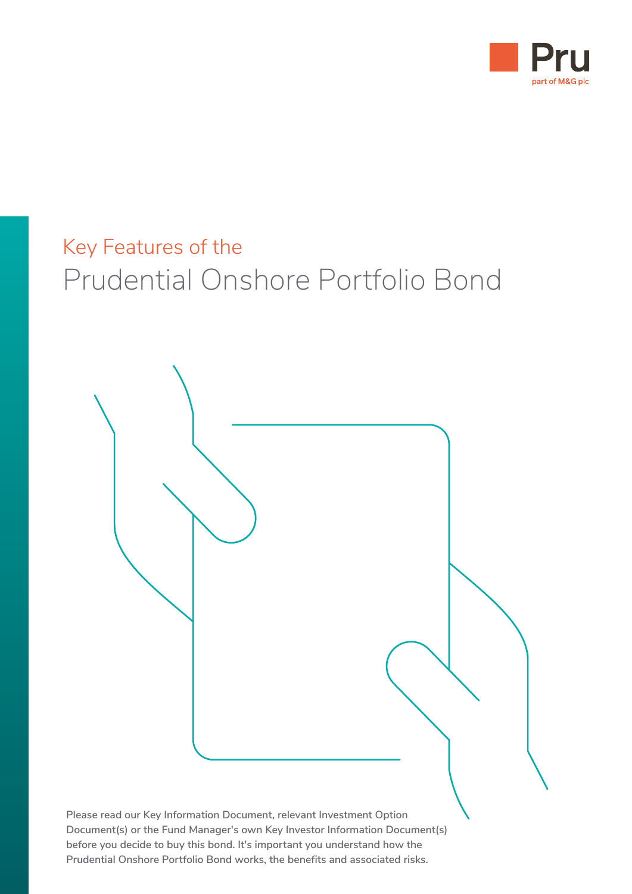Pru

part of M&G plc

# Key Features of the Prudential Onshore Portfolio Bond

Please read our Key Information Document, relevant Investment Option Document(s) or the Fund Manager's own Key Investor Information Document(s) before you decide to buy this bond. It's important you understand how the Prudential Onshore Portfolio Bond works, the benefits and associated risks.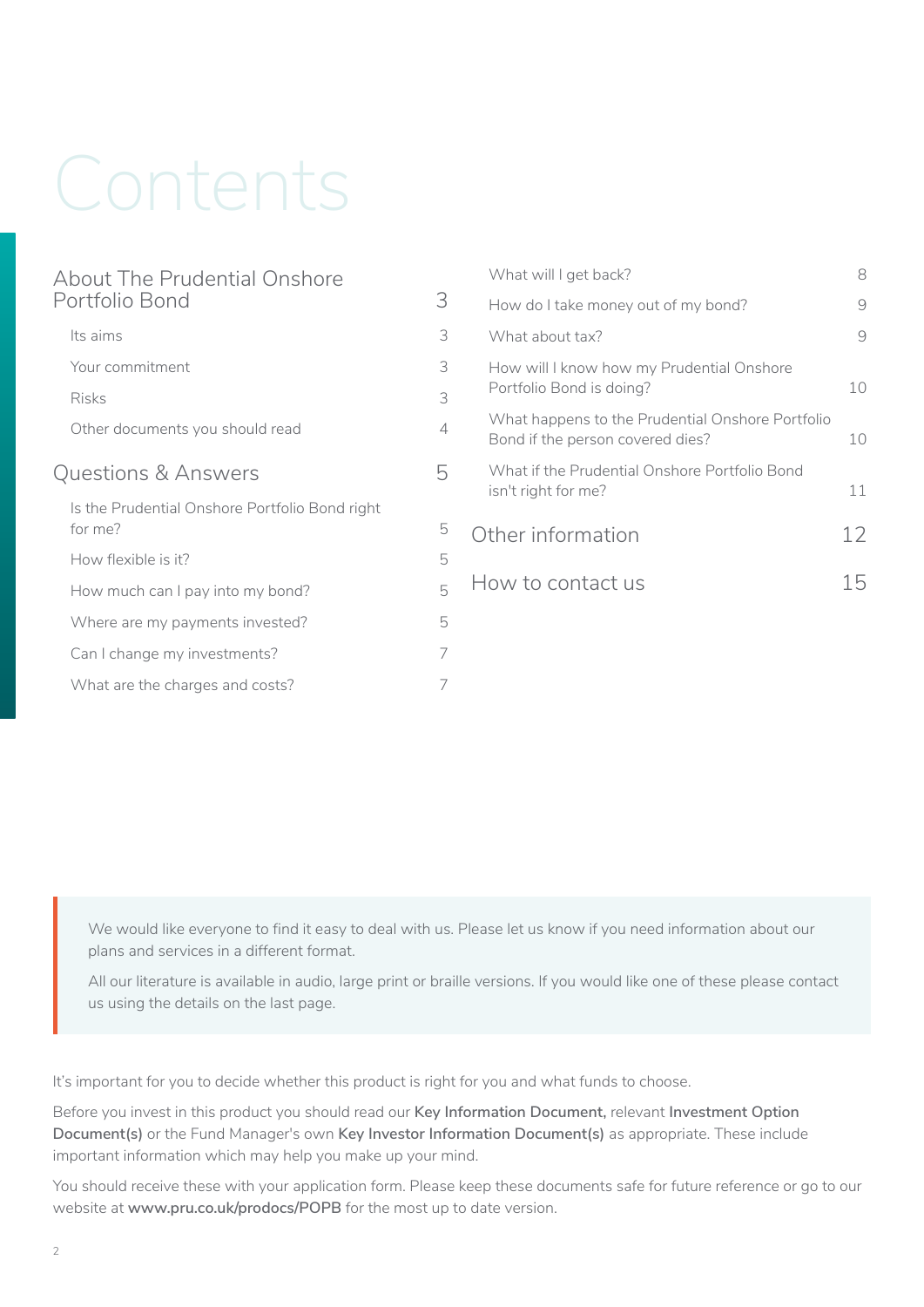# Contents

| | |
|---|---|
| **About The Prudential Onshore Portfolio Bond** | **3** |
| Its aims | 3 |
| Your commitment | 3 |
| Risks | 3 |
| Other documents you should read | 4 |
| **Questions & Answers** | **5** |
| Is the Prudential Onshore Portfolio Bond right for me? | 5 |
| How flexible is it? | 5 |
| How much can I pay into my bond? | 5 |
| Where are my payments invested? | 5 |
| Can I change my investments? | 7 |
| What are the charges and costs? | 7 |
| What will I get back? | 8 |
| How do I take money out of my bond? | 9 |
| What about tax? | 9 |
| How will I know how my Prudential Onshore Portfolio Bond is doing? | 10 |
| What happens to the Prudential Onshore Portfolio Bond if the person covered dies? | 10 |
| What if the Prudential Onshore Portfolio Bond isn't right for me? | 11 |
| **Other information** | **12** |
| **How to contact us** | **15** |

> We would like everyone to find it easy to deal with us. Please let us know if you need information about our plans and services in a different format.
>
> All our literature is available in audio, large print or braille versions. If you would like one of these please contact us using the details on the last page.

It's important for you to decide whether this product is right for you and what funds to choose.

Before you invest in this product you should read our **Key Information Document,** relevant **Investment Option Document(s)** or the Fund Manager's own **Key Investor Information Document(s)** as appropriate. These include important information which may help you make up your mind.

You should receive these with your application form. Please keep these documents safe for future reference or go to our website at **www.pru.co.uk/prodocs/POPB** for the most up to date version.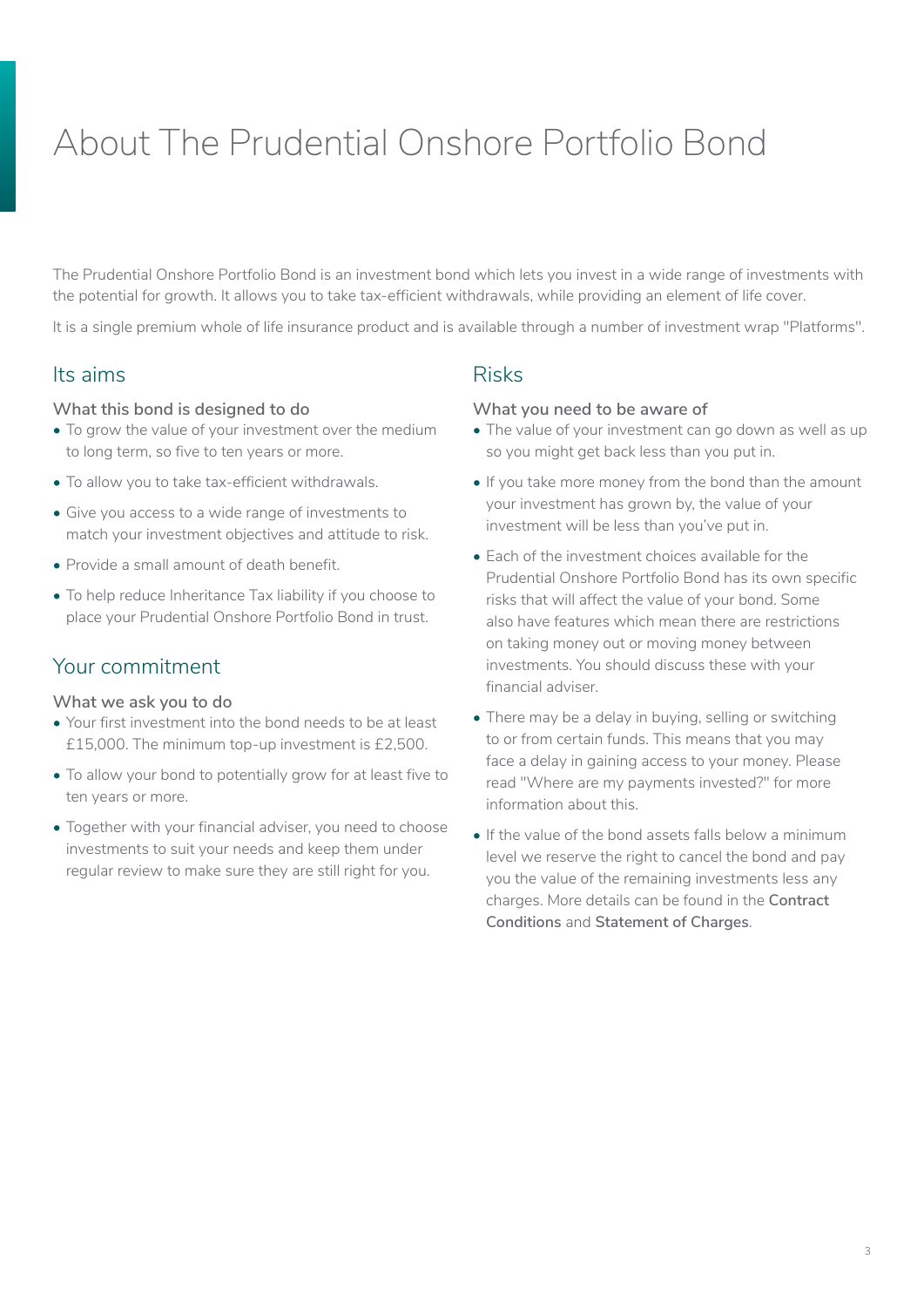# About The Prudential Onshore Portfolio Bond

The Prudential Onshore Portfolio Bond is an investment bond which lets you invest in a wide range of investments with the potential for growth. It allows you to take tax-efficient withdrawals, while providing an element of life cover.

It is a single premium whole of life insurance product and is available through a number of investment wrap "Platforms".

## Its aims

### What this bond is designed to do

- To grow the value of your investment over the medium to long term, so five to ten years or more.
- To allow you to take tax-efficient withdrawals.
- Give you access to a wide range of investments to match your investment objectives and attitude to risk.
- Provide a small amount of death benefit.
- To help reduce Inheritance Tax liability if you choose to place your Prudential Onshore Portfolio Bond in trust.

## Your commitment

### What we ask you to do

- Your first investment into the bond needs to be at least £15,000. The minimum top-up investment is £2,500.
- To allow your bond to potentially grow for at least five to ten years or more.
- Together with your financial adviser, you need to choose investments to suit your needs and keep them under regular review to make sure they are still right for you.

## Risks

### What you need to be aware of

- The value of your investment can go down as well as up so you might get back less than you put in.
- If you take more money from the bond than the amount your investment has grown by, the value of your investment will be less than you've put in.
- Each of the investment choices available for the Prudential Onshore Portfolio Bond has its own specific risks that will affect the value of your bond. Some also have features which mean there are restrictions on taking money out or moving money between investments. You should discuss these with your financial adviser.
- There may be a delay in buying, selling or switching to or from certain funds. This means that you may face a delay in gaining access to your money. Please read "Where are my payments invested?" for more information about this.
- If the value of the bond assets falls below a minimum level we reserve the right to cancel the bond and pay you the value of the remaining investments less any charges. More details can be found in the **Contract Conditions** and **Statement of Charges**.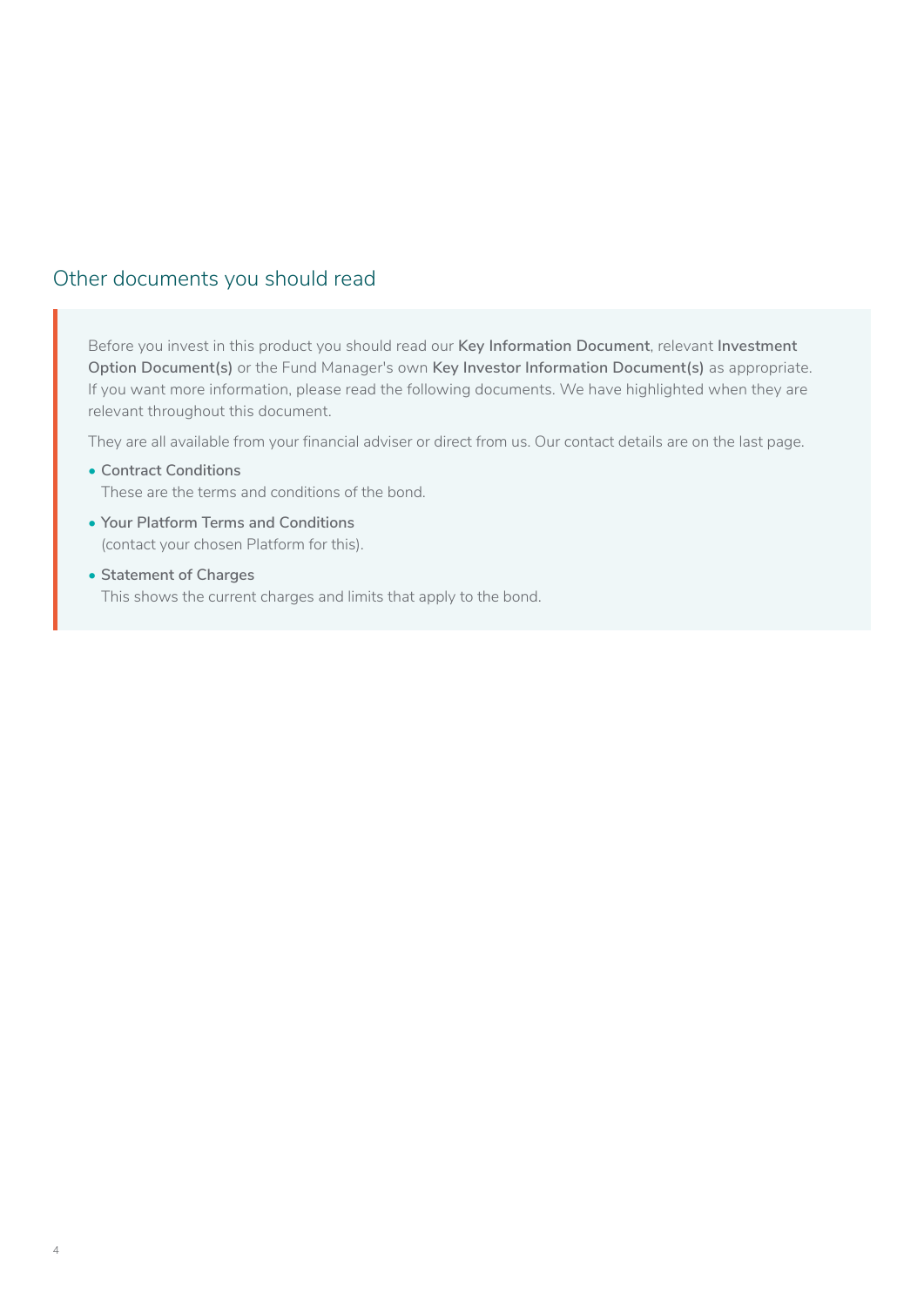## Other documents you should read

Before you invest in this product you should read our **Key Information Document**, relevant **Investment Option Document(s)** or the Fund Manager's own **Key Investor Information Document(s)** as appropriate. If you want more information, please read the following documents. We have highlighted when they are relevant throughout this document.

They are all available from your financial adviser or direct from us. Our contact details are on the last page.

- **Contract Conditions**
  These are the terms and conditions of the bond.
- **Your Platform Terms and Conditions**
  (contact your chosen Platform for this).
- **Statement of Charges**
  This shows the current charges and limits that apply to the bond.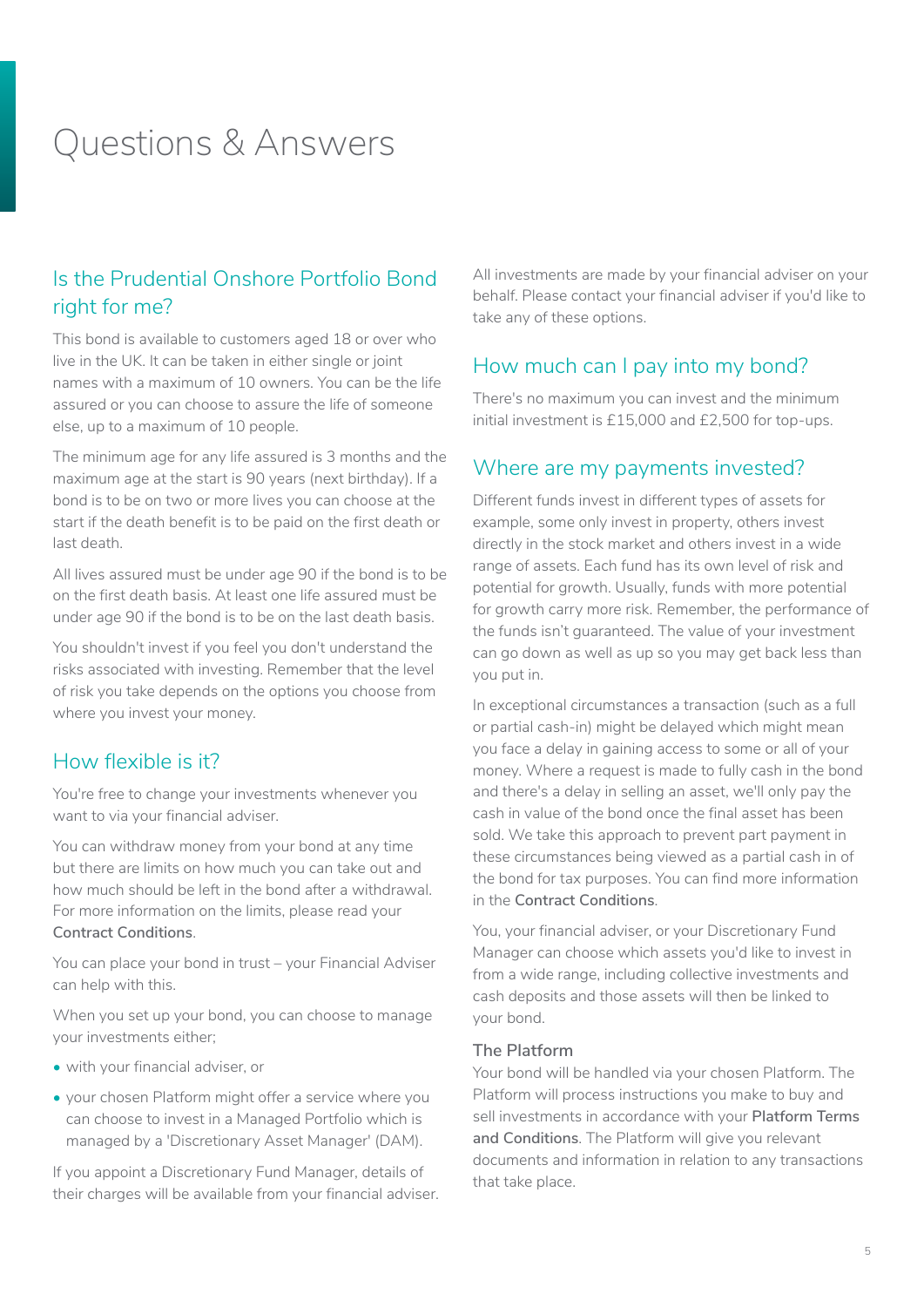# Questions & Answers

## Is the Prudential Onshore Portfolio Bond right for me?

This bond is available to customers aged 18 or over who live in the UK. It can be taken in either single or joint names with a maximum of 10 owners. You can be the life assured or you can choose to assure the life of someone else, up to a maximum of 10 people.

The minimum age for any life assured is 3 months and the maximum age at the start is 90 years (next birthday). If a bond is to be on two or more lives you can choose at the start if the death benefit is to be paid on the first death or last death.

All lives assured must be under age 90 if the bond is to be on the first death basis. At least one life assured must be under age 90 if the bond is to be on the last death basis.

You shouldn't invest if you feel you don't understand the risks associated with investing. Remember that the level of risk you take depends on the options you choose from where you invest your money.

## How flexible is it?

You're free to change your investments whenever you want to via your financial adviser.

You can withdraw money from your bond at any time but there are limits on how much you can take out and how much should be left in the bond after a withdrawal. For more information on the limits, please read your **Contract Conditions**.

You can place your bond in trust – your Financial Adviser can help with this.

When you set up your bond, you can choose to manage your investments either;

- with your financial adviser, or
- your chosen Platform might offer a service where you can choose to invest in a Managed Portfolio which is managed by a 'Discretionary Asset Manager' (DAM).

If you appoint a Discretionary Fund Manager, details of their charges will be available from your financial adviser.

All investments are made by your financial adviser on your behalf. Please contact your financial adviser if you'd like to take any of these options.

## How much can I pay into my bond?

There's no maximum you can invest and the minimum initial investment is £15,000 and £2,500 for top-ups.

## Where are my payments invested?

Different funds invest in different types of assets for example, some only invest in property, others invest directly in the stock market and others invest in a wide range of assets. Each fund has its own level of risk and potential for growth. Usually, funds with more potential for growth carry more risk. Remember, the performance of the funds isn't guaranteed. The value of your investment can go down as well as up so you may get back less than you put in.

In exceptional circumstances a transaction (such as a full or partial cash-in) might be delayed which might mean you face a delay in gaining access to some or all of your money. Where a request is made to fully cash in the bond and there's a delay in selling an asset, we'll only pay the cash in value of the bond once the final asset has been sold. We take this approach to prevent part payment in these circumstances being viewed as a partial cash in of the bond for tax purposes. You can find more information in the **Contract Conditions**.

You, your financial adviser, or your Discretionary Fund Manager can choose which assets you'd like to invest in from a wide range, including collective investments and cash deposits and those assets will then be linked to your bond.

### The Platform

Your bond will be handled via your chosen Platform. The Platform will process instructions you make to buy and sell investments in accordance with your **Platform Terms and Conditions**. The Platform will give you relevant documents and information in relation to any transactions that take place.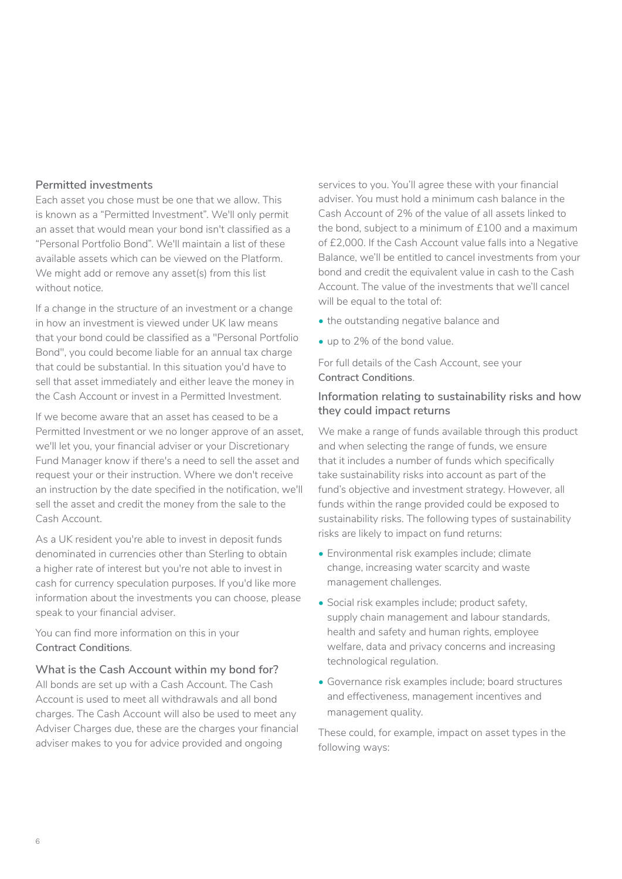### Permitted investments

Each asset you chose must be one that we allow. This is known as a "Permitted Investment". We'll only permit an asset that would mean your bond isn't classified as a "Personal Portfolio Bond". We'll maintain a list of these available assets which can be viewed on the Platform. We might add or remove any asset(s) from this list without notice.

If a change in the structure of an investment or a change in how an investment is viewed under UK law means that your bond could be classified as a "Personal Portfolio Bond", you could become liable for an annual tax charge that could be substantial. In this situation you'd have to sell that asset immediately and either leave the money in the Cash Account or invest in a Permitted Investment.

If we become aware that an asset has ceased to be a Permitted Investment or we no longer approve of an asset, we'll let you, your financial adviser or your Discretionary Fund Manager know if there's a need to sell the asset and request your or their instruction. Where we don't receive an instruction by the date specified in the notification, we'll sell the asset and credit the money from the sale to the Cash Account.

As a UK resident you're able to invest in deposit funds denominated in currencies other than Sterling to obtain a higher rate of interest but you're not able to invest in cash for currency speculation purposes. If you'd like more information about the investments you can choose, please speak to your financial adviser.

You can find more information on this in your **Contract Conditions**.

### What is the Cash Account within my bond for?

All bonds are set up with a Cash Account. The Cash Account is used to meet all withdrawals and all bond charges. The Cash Account will also be used to meet any Adviser Charges due, these are the charges your financial adviser makes to you for advice provided and ongoing services to you. You'll agree these with your financial adviser. You must hold a minimum cash balance in the Cash Account of 2% of the value of all assets linked to the bond, subject to a minimum of £100 and a maximum of £2,000. If the Cash Account value falls into a Negative Balance, we'll be entitled to cancel investments from your bond and credit the equivalent value in cash to the Cash Account. The value of the investments that we'll cancel will be equal to the total of:

- the outstanding negative balance and
- up to 2% of the bond value.

For full details of the Cash Account, see your **Contract Conditions**.

### Information relating to sustainability risks and how they could impact returns

We make a range of funds available through this product and when selecting the range of funds, we ensure that it includes a number of funds which specifically take sustainability risks into account as part of the fund's objective and investment strategy. However, all funds within the range provided could be exposed to sustainability risks. The following types of sustainability risks are likely to impact on fund returns:

- Environmental risk examples include; climate change, increasing water scarcity and waste management challenges.
- Social risk examples include; product safety, supply chain management and labour standards, health and safety and human rights, employee welfare, data and privacy concerns and increasing technological regulation.
- Governance risk examples include; board structures and effectiveness, management incentives and management quality.

These could, for example, impact on asset types in the following ways: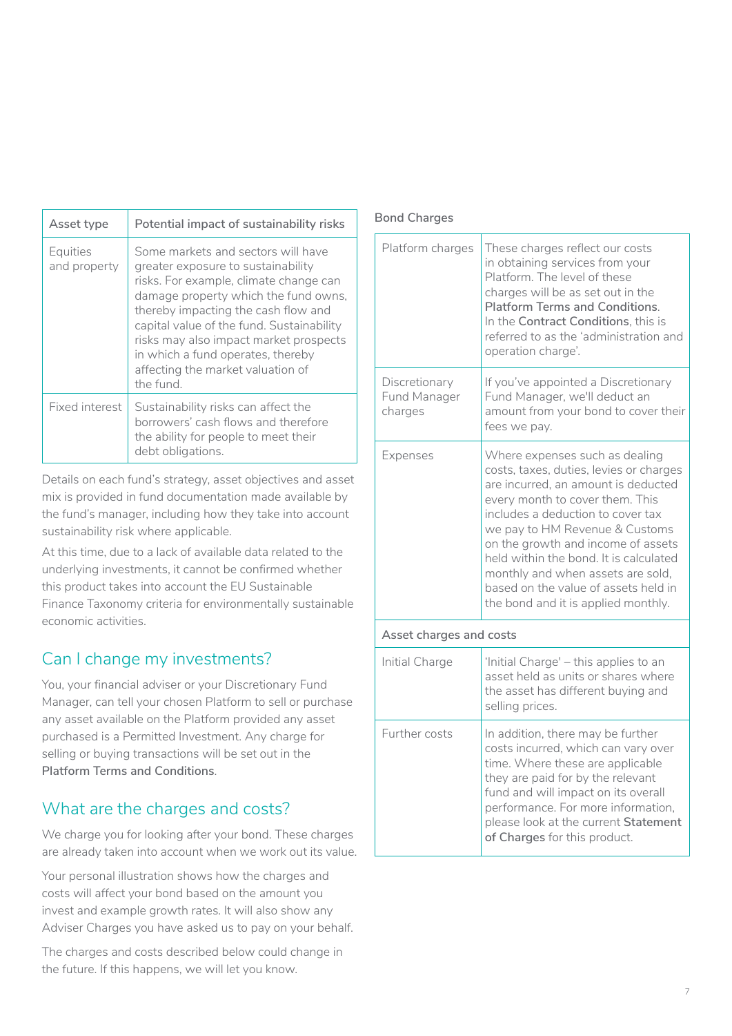| Asset type | Potential impact of sustainability risks |
|---|---|
| Equities and property | Some markets and sectors will have greater exposure to sustainability risks. For example, climate change can damage property which the fund owns, thereby impacting the cash flow and capital value of the fund. Sustainability risks may also impact market prospects in which a fund operates, thereby affecting the market valuation of the fund. |
| Fixed interest | Sustainability risks can affect the borrowers' cash flows and therefore the ability for people to meet their debt obligations. |

Details on each fund's strategy, asset objectives and asset mix is provided in fund documentation made available by the fund's manager, including how they take into account sustainability risk where applicable.

At this time, due to a lack of available data related to the underlying investments, it cannot be confirmed whether this product takes into account the EU Sustainable Finance Taxonomy criteria for environmentally sustainable economic activities.

## Can I change my investments?

You, your financial adviser or your Discretionary Fund Manager, can tell your chosen Platform to sell or purchase any asset available on the Platform provided any asset purchased is a Permitted Investment. Any charge for selling or buying transactions will be set out in the **Platform Terms and Conditions**.

## What are the charges and costs?

We charge you for looking after your bond. These charges are already taken into account when we work out its value.

Your personal illustration shows how the charges and costs will affect your bond based on the amount you invest and example growth rates. It will also show any Adviser Charges you have asked us to pay on your behalf.

The charges and costs described below could change in the future. If this happens, we will let you know.

**Bond Charges**

| | |
|---|---|
| Platform charges | These charges reflect our costs in obtaining services from your Platform. The level of these charges will be as set out in the **Platform Terms and Conditions**. In the **Contract Conditions**, this is referred to as the 'administration and operation charge'. |
| Discretionary Fund Manager charges | If you've appointed a Discretionary Fund Manager, we'll deduct an amount from your bond to cover their fees we pay. |
| Expenses | Where expenses such as dealing costs, taxes, duties, levies or charges are incurred, an amount is deducted every month to cover them. This includes a deduction to cover tax we pay to HM Revenue & Customs on the growth and income of assets held within the bond. It is calculated monthly and when assets are sold, based on the value of assets held in the bond and it is applied monthly. |
| **Asset charges and costs** | |
| Initial Charge | 'Initial Charge' – this applies to an asset held as units or shares where the asset has different buying and selling prices. |
| Further costs | In addition, there may be further costs incurred, which can vary over time. Where these are applicable they are paid for by the relevant fund and will impact on its overall performance. For more information, please look at the current **Statement of Charges** for this product. |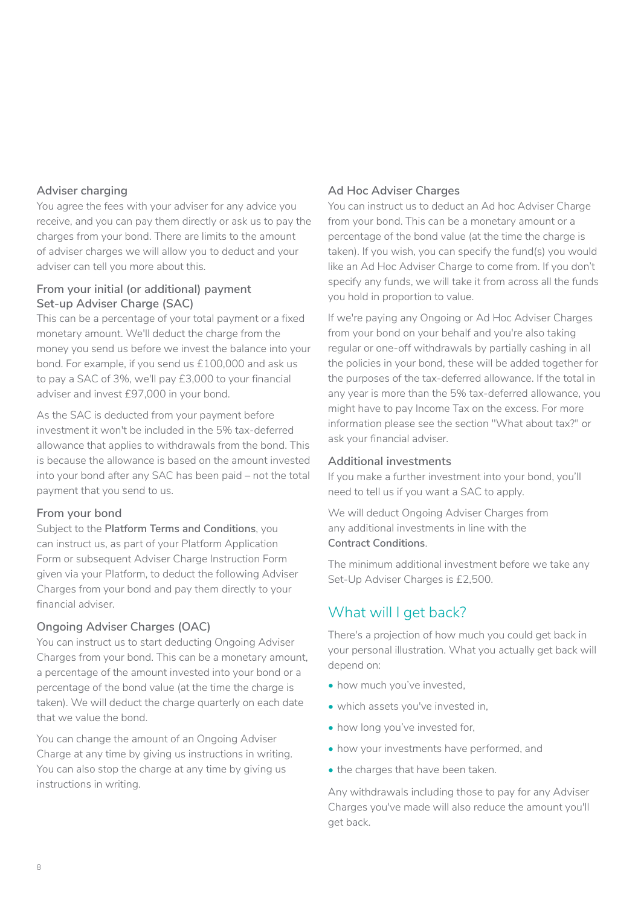## Adviser charging

You agree the fees with your adviser for any advice you receive, and you can pay them directly or ask us to pay the charges from your bond. There are limits to the amount of adviser charges we will allow you to deduct and your adviser can tell you more about this.

### From your initial (or additional) payment Set-up Adviser Charge (SAC)

This can be a percentage of your total payment or a fixed monetary amount. We'll deduct the charge from the money you send us before we invest the balance into your bond. For example, if you send us £100,000 and ask us to pay a SAC of 3%, we'll pay £3,000 to your financial adviser and invest £97,000 in your bond.

As the SAC is deducted from your payment before investment it won't be included in the 5% tax-deferred allowance that applies to withdrawals from the bond. This is because the allowance is based on the amount invested into your bond after any SAC has been paid – not the total payment that you send to us.

### From your bond

Subject to the **Platform Terms and Conditions**, you can instruct us, as part of your Platform Application Form or subsequent Adviser Charge Instruction Form given via your Platform, to deduct the following Adviser Charges from your bond and pay them directly to your financial adviser.

### Ongoing Adviser Charges (OAC)

You can instruct us to start deducting Ongoing Adviser Charges from your bond. This can be a monetary amount, a percentage of the amount invested into your bond or a percentage of the bond value (at the time the charge is taken). We will deduct the charge quarterly on each date that we value the bond.

You can change the amount of an Ongoing Adviser Charge at any time by giving us instructions in writing. You can also stop the charge at any time by giving us instructions in writing.

### Ad Hoc Adviser Charges

You can instruct us to deduct an Ad hoc Adviser Charge from your bond. This can be a monetary amount or a percentage of the bond value (at the time the charge is taken). If you wish, you can specify the fund(s) you would like an Ad Hoc Adviser Charge to come from. If you don't specify any funds, we will take it from across all the funds you hold in proportion to value.

If we're paying any Ongoing or Ad Hoc Adviser Charges from your bond on your behalf and you're also taking regular or one-off withdrawals by partially cashing in all the policies in your bond, these will be added together for the purposes of the tax-deferred allowance. If the total in any year is more than the 5% tax-deferred allowance, you might have to pay Income Tax on the excess. For more information please see the section "What about tax?" or ask your financial adviser.

### Additional investments

If you make a further investment into your bond, you'll need to tell us if you want a SAC to apply.

We will deduct Ongoing Adviser Charges from any additional investments in line with the **Contract Conditions**.

The minimum additional investment before we take any Set-Up Adviser Charges is £2,500.

## What will I get back?

There's a projection of how much you could get back in your personal illustration. What you actually get back will depend on:

- how much you've invested,
- which assets you've invested in,
- how long you've invested for,
- how your investments have performed, and
- the charges that have been taken.

Any withdrawals including those to pay for any Adviser Charges you've made will also reduce the amount you'll get back.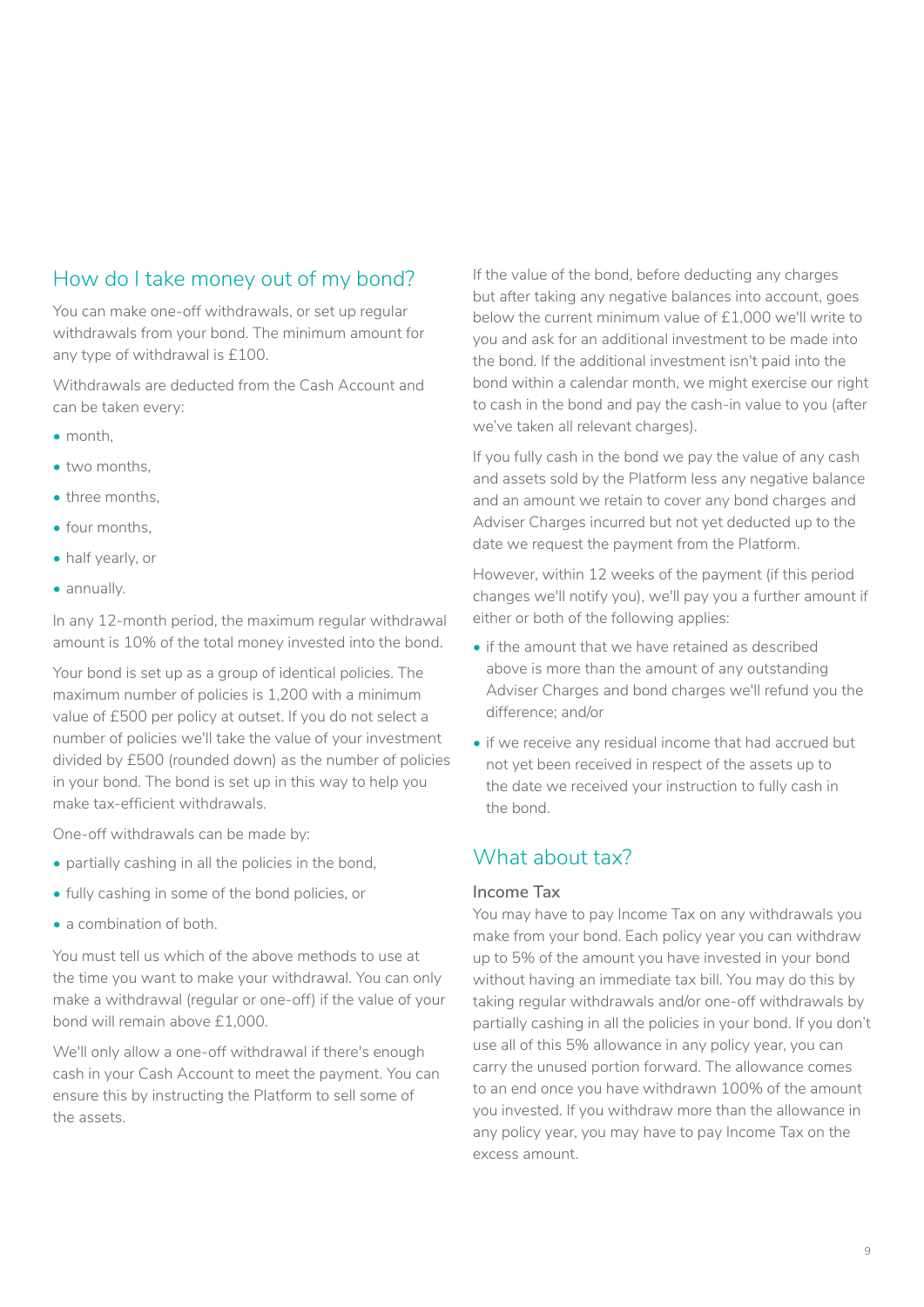## How do I take money out of my bond?

You can make one-off withdrawals, or set up regular withdrawals from your bond. The minimum amount for any type of withdrawal is £100.

Withdrawals are deducted from the Cash Account and can be taken every:

- month,
- two months,
- three months,
- four months,
- half yearly, or
- annually.

In any 12-month period, the maximum regular withdrawal amount is 10% of the total money invested into the bond.

Your bond is set up as a group of identical policies. The maximum number of policies is 1,200 with a minimum value of £500 per policy at outset. If you do not select a number of policies we'll take the value of your investment divided by £500 (rounded down) as the number of policies in your bond. The bond is set up in this way to help you make tax-efficient withdrawals.

One-off withdrawals can be made by:

- partially cashing in all the policies in the bond,
- fully cashing in some of the bond policies, or
- a combination of both.

You must tell us which of the above methods to use at the time you want to make your withdrawal. You can only make a withdrawal (regular or one-off) if the value of your bond will remain above £1,000.

We'll only allow a one-off withdrawal if there's enough cash in your Cash Account to meet the payment. You can ensure this by instructing the Platform to sell some of the assets.

If the value of the bond, before deducting any charges but after taking any negative balances into account, goes below the current minimum value of £1,000 we'll write to you and ask for an additional investment to be made into the bond. If the additional investment isn't paid into the bond within a calendar month, we might exercise our right to cash in the bond and pay the cash-in value to you (after we've taken all relevant charges).

If you fully cash in the bond we pay the value of any cash and assets sold by the Platform less any negative balance and an amount we retain to cover any bond charges and Adviser Charges incurred but not yet deducted up to the date we request the payment from the Platform.

However, within 12 weeks of the payment (if this period changes we'll notify you), we'll pay you a further amount if either or both of the following applies:

- if the amount that we have retained as described above is more than the amount of any outstanding Adviser Charges and bond charges we'll refund you the difference; and/or
- if we receive any residual income that had accrued but not yet been received in respect of the assets up to the date we received your instruction to fully cash in the bond.

## What about tax?

### Income Tax

You may have to pay Income Tax on any withdrawals you make from your bond. Each policy year you can withdraw up to 5% of the amount you have invested in your bond without having an immediate tax bill. You may do this by taking regular withdrawals and/or one-off withdrawals by partially cashing in all the policies in your bond. If you don't use all of this 5% allowance in any policy year, you can carry the unused portion forward. The allowance comes to an end once you have withdrawn 100% of the amount you invested. If you withdraw more than the allowance in any policy year, you may have to pay Income Tax on the excess amount.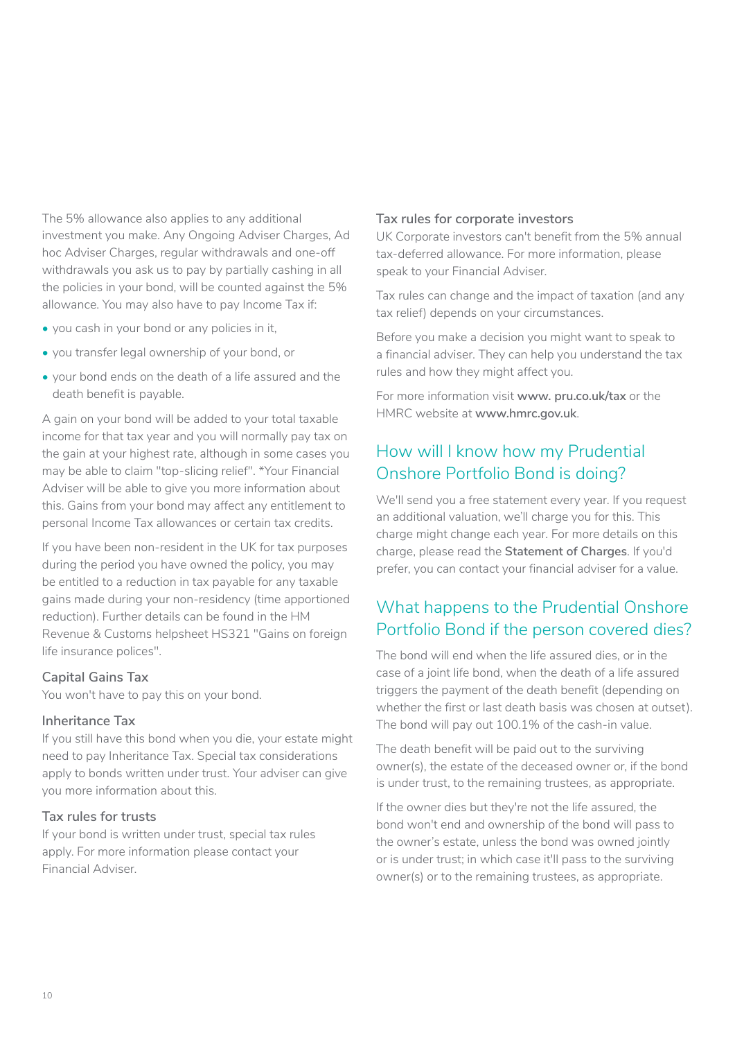The 5% allowance also applies to any additional investment you make. Any Ongoing Adviser Charges, Ad hoc Adviser Charges, regular withdrawals and one-off withdrawals you ask us to pay by partially cashing in all the policies in your bond, will be counted against the 5% allowance. You may also have to pay Income Tax if:

- you cash in your bond or any policies in it,
- you transfer legal ownership of your bond, or
- your bond ends on the death of a life assured and the death benefit is payable.

A gain on your bond will be added to your total taxable income for that tax year and you will normally pay tax on the gain at your highest rate, although in some cases you may be able to claim "top-slicing relief". *Your Financial Adviser will be able to give you more information about this. Gains from your bond may affect any entitlement to personal Income Tax allowances or certain tax credits.

If you have been non-resident in the UK for tax purposes during the period you have owned the policy, you may be entitled to a reduction in tax payable for any taxable gains made during your non-residency (time apportioned reduction). Further details can be found in the HM Revenue & Customs helpsheet HS321 "Gains on foreign life insurance polices".

### Capital Gains Tax

You won't have to pay this on your bond.

### Inheritance Tax

If you still have this bond when you die, your estate might need to pay Inheritance Tax. Special tax considerations apply to bonds written under trust. Your adviser can give you more information about this.

### Tax rules for trusts

If your bond is written under trust, special tax rules apply. For more information please contact your Financial Adviser.

### Tax rules for corporate investors

UK Corporate investors can't benefit from the 5% annual tax-deferred allowance. For more information, please speak to your Financial Adviser.

Tax rules can change and the impact of taxation (and any tax relief) depends on your circumstances.

Before you make a decision you might want to speak to a financial adviser. They can help you understand the tax rules and how they might affect you.

For more information visit **www. pru.co.uk/tax** or the HMRC website at **www.hmrc.gov.uk**.

## How will I know how my Prudential Onshore Portfolio Bond is doing?

We'll send you a free statement every year. If you request an additional valuation, we'll charge you for this. This charge might change each year. For more details on this charge, please read the **Statement of Charges**. If you'd prefer, you can contact your financial adviser for a value.

## What happens to the Prudential Onshore Portfolio Bond if the person covered dies?

The bond will end when the life assured dies, or in the case of a joint life bond, when the death of a life assured triggers the payment of the death benefit (depending on whether the first or last death basis was chosen at outset). The bond will pay out 100.1% of the cash-in value.

The death benefit will be paid out to the surviving owner(s), the estate of the deceased owner or, if the bond is under trust, to the remaining trustees, as appropriate.

If the owner dies but they're not the life assured, the bond won't end and ownership of the bond will pass to the owner's estate, unless the bond was owned jointly or is under trust; in which case it'll pass to the surviving owner(s) or to the remaining trustees, as appropriate.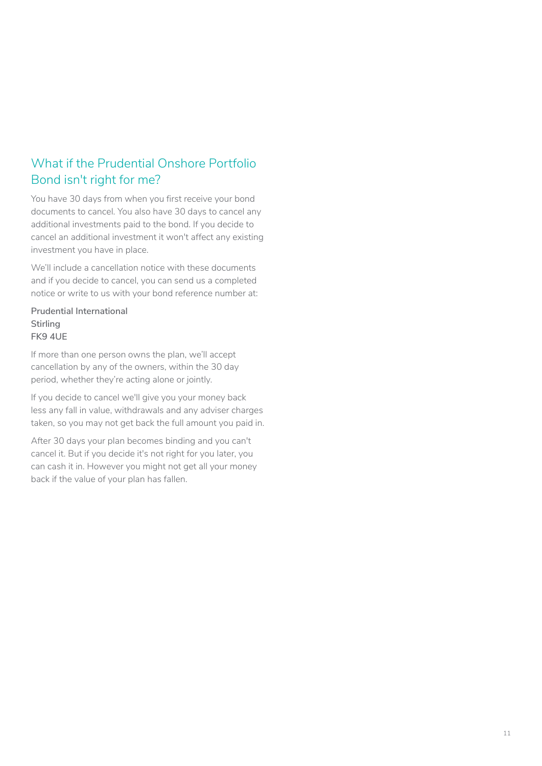## What if the Prudential Onshore Portfolio Bond isn't right for me?

You have 30 days from when you first receive your bond documents to cancel. You also have 30 days to cancel any additional investments paid to the bond. If you decide to cancel an additional investment it won't affect any existing investment you have in place.

We'll include a cancellation notice with these documents and if you decide to cancel, you can send us a completed notice or write to us with your bond reference number at:

**Prudential International**
**Stirling**
**FK9 4UE**

If more than one person owns the plan, we'll accept cancellation by any of the owners, within the 30 day period, whether they're acting alone or jointly.

If you decide to cancel we'll give you your money back less any fall in value, withdrawals and any adviser charges taken, so you may not get back the full amount you paid in.

After 30 days your plan becomes binding and you can't cancel it. But if you decide it's not right for you later, you can cash it in. However you might not get all your money back if the value of your plan has fallen.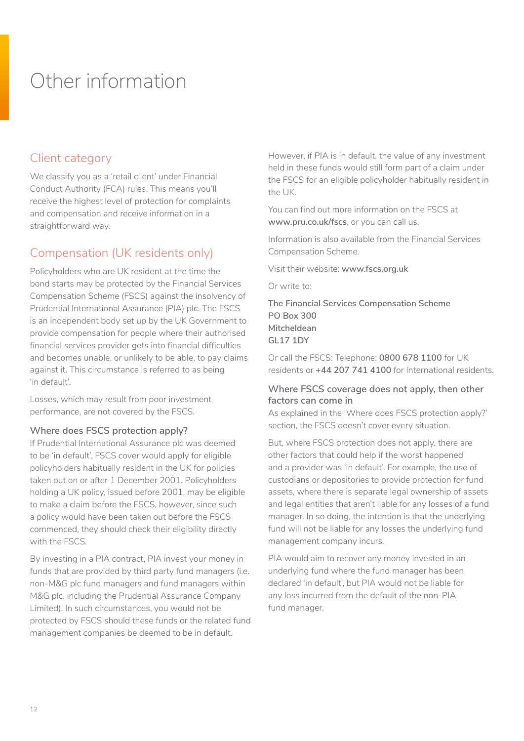# Other information

## Client category

We classify you as a 'retail client' under Financial Conduct Authority (FCA) rules. This means you'll receive the highest level of protection for complaints and compensation and receive information in a straightforward way.

## Compensation (UK residents only)

Policyholders who are UK resident at the time the bond starts may be protected by the Financial Services Compensation Scheme (FSCS) against the insolvency of Prudential International Assurance (PIA) plc. The FSCS is an independent body set up by the UK Government to provide compensation for people where their authorised financial services provider gets into financial difficulties and becomes unable, or unlikely to be able, to pay claims against it. This circumstance is referred to as being 'in default'.

Losses, which may result from poor investment performance, are not covered by the FSCS.

### Where does FSCS protection apply?

If Prudential International Assurance plc was deemed to be 'in default', FSCS cover would apply for eligible policyholders habitually resident in the UK for policies taken out on or after 1 December 2001. Policyholders holding a UK policy, issued before 2001, may be eligible to make a claim before the FSCS, however, since such a policy would have been taken out before the FSCS commenced, they should check their eligibility directly with the FSCS.

By investing in a PIA contract, PIA invest your money in funds that are provided by third party fund managers (i.e. non-M&G plc fund managers and fund managers within M&G plc, including the Prudential Assurance Company Limited). In such circumstances, you would not be protected by FSCS should these funds or the related fund management companies be deemed to be in default.

However, if PIA is in default, the value of any investment held in these funds would still form part of a claim under the FSCS for an eligible policyholder habitually resident in the UK.

You can find out more information on the FSCS at **www.pru.co.uk/fscs**, or you can call us.

Information is also available from the Financial Services Compensation Scheme.

Visit their website: **www.fscs.org.uk**

Or write to:

The Financial Services Compensation Scheme
PO Box 300
Mitcheldean
GL17 1DY

Or call the FSCS: Telephone: **0800 678 1100** for UK residents or **+44 207 741 4100** for International residents.

### Where FSCS coverage does not apply, then other factors can come in

As explained in the 'Where does FSCS protection apply?' section, the FSCS doesn't cover every situation.

But, where FSCS protection does not apply, there are other factors that could help if the worst happened and a provider was 'in default'. For example, the use of custodians or depositories to provide protection for fund assets, where there is separate legal ownership of assets and legal entities that aren't liable for any losses of a fund manager. In so doing, the intention is that the underlying fund will not be liable for any losses the underlying fund management company incurs.

PIA would aim to recover any money invested in an underlying fund where the fund manager has been declared 'in default', but PIA would not be liable for any loss incurred from the default of the non-PIA fund manager.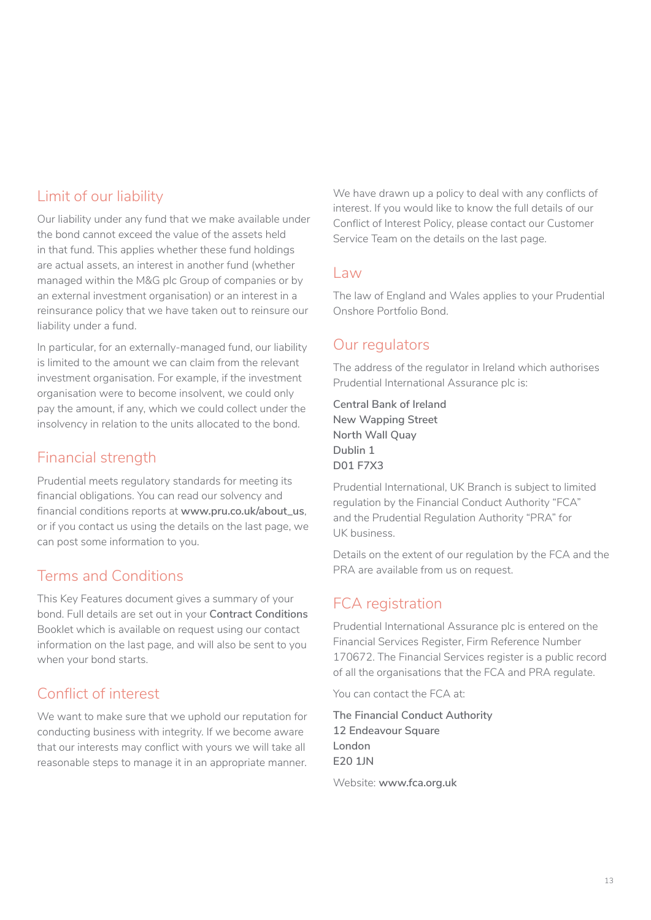## Limit of our liability

Our liability under any fund that we make available under the bond cannot exceed the value of the assets held in that fund. This applies whether these fund holdings are actual assets, an interest in another fund (whether managed within the M&G plc Group of companies or by an external investment organisation) or an interest in a reinsurance policy that we have taken out to reinsure our liability under a fund.

In particular, for an externally-managed fund, our liability is limited to the amount we can claim from the relevant investment organisation. For example, if the investment organisation were to become insolvent, we could only pay the amount, if any, which we could collect under the insolvency in relation to the units allocated to the bond.

## Financial strength

Prudential meets regulatory standards for meeting its financial obligations. You can read our solvency and financial conditions reports at **www.pru.co.uk/about_us**, or if you contact us using the details on the last page, we can post some information to you.

## Terms and Conditions

This Key Features document gives a summary of your bond. Full details are set out in your **Contract Conditions** Booklet which is available on request using our contact information on the last page, and will also be sent to you when your bond starts.

## Conflict of interest

We want to make sure that we uphold our reputation for conducting business with integrity. If we become aware that our interests may conflict with yours we will take all reasonable steps to manage it in an appropriate manner.

We have drawn up a policy to deal with any conflicts of interest. If you would like to know the full details of our Conflict of Interest Policy, please contact our Customer Service Team on the details on the last page.

## Law

The law of England and Wales applies to your Prudential Onshore Portfolio Bond.

## Our regulators

The address of the regulator in Ireland which authorises Prudential International Assurance plc is:

**Central Bank of Ireland**
**New Wapping Street**
**North Wall Quay**
**Dublin 1**
**D01 F7X3**

Prudential International, UK Branch is subject to limited regulation by the Financial Conduct Authority "FCA" and the Prudential Regulation Authority "PRA" for UK business.

Details on the extent of our regulation by the FCA and the PRA are available from us on request.

## FCA registration

Prudential International Assurance plc is entered on the Financial Services Register, Firm Reference Number 170672. The Financial Services register is a public record of all the organisations that the FCA and PRA regulate.

You can contact the FCA at:

**The Financial Conduct Authority**
**12 Endeavour Square**
**London**
**E20 1JN**

Website: **www.fca.org.uk**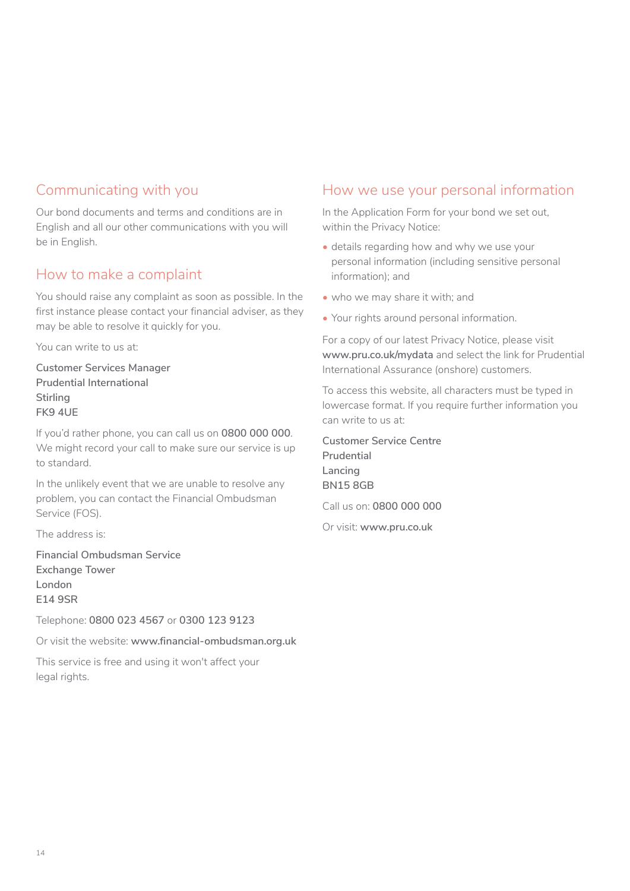## Communicating with you

Our bond documents and terms and conditions are in English and all our other communications with you will be in English.

## How to make a complaint

You should raise any complaint as soon as possible. In the first instance please contact your financial adviser, as they may be able to resolve it quickly for you.

You can write to us at:

Customer Services Manager
Prudential International
Stirling
FK9 4UE

If you'd rather phone, you can call us on **0800 000 000**. We might record your call to make sure our service is up to standard.

In the unlikely event that we are unable to resolve any problem, you can contact the Financial Ombudsman Service (FOS).

The address is:

Financial Ombudsman Service
Exchange Tower
London
E14 9SR

Telephone: **0800 023 4567** or **0300 123 9123**

Or visit the website: **www.financial-ombudsman.org.uk**

This service is free and using it won't affect your legal rights.

## How we use your personal information

In the Application Form for your bond we set out, within the Privacy Notice:

- details regarding how and why we use your personal information (including sensitive personal information); and
- who we may share it with; and
- Your rights around personal information.

For a copy of our latest Privacy Notice, please visit **www.pru.co.uk/mydata** and select the link for Prudential International Assurance (onshore) customers.

To access this website, all characters must be typed in lowercase format. If you require further information you can write to us at:

Customer Service Centre
Prudential
Lancing
BN15 8GB

Call us on: **0800 000 000**

Or visit: **www.pru.co.uk**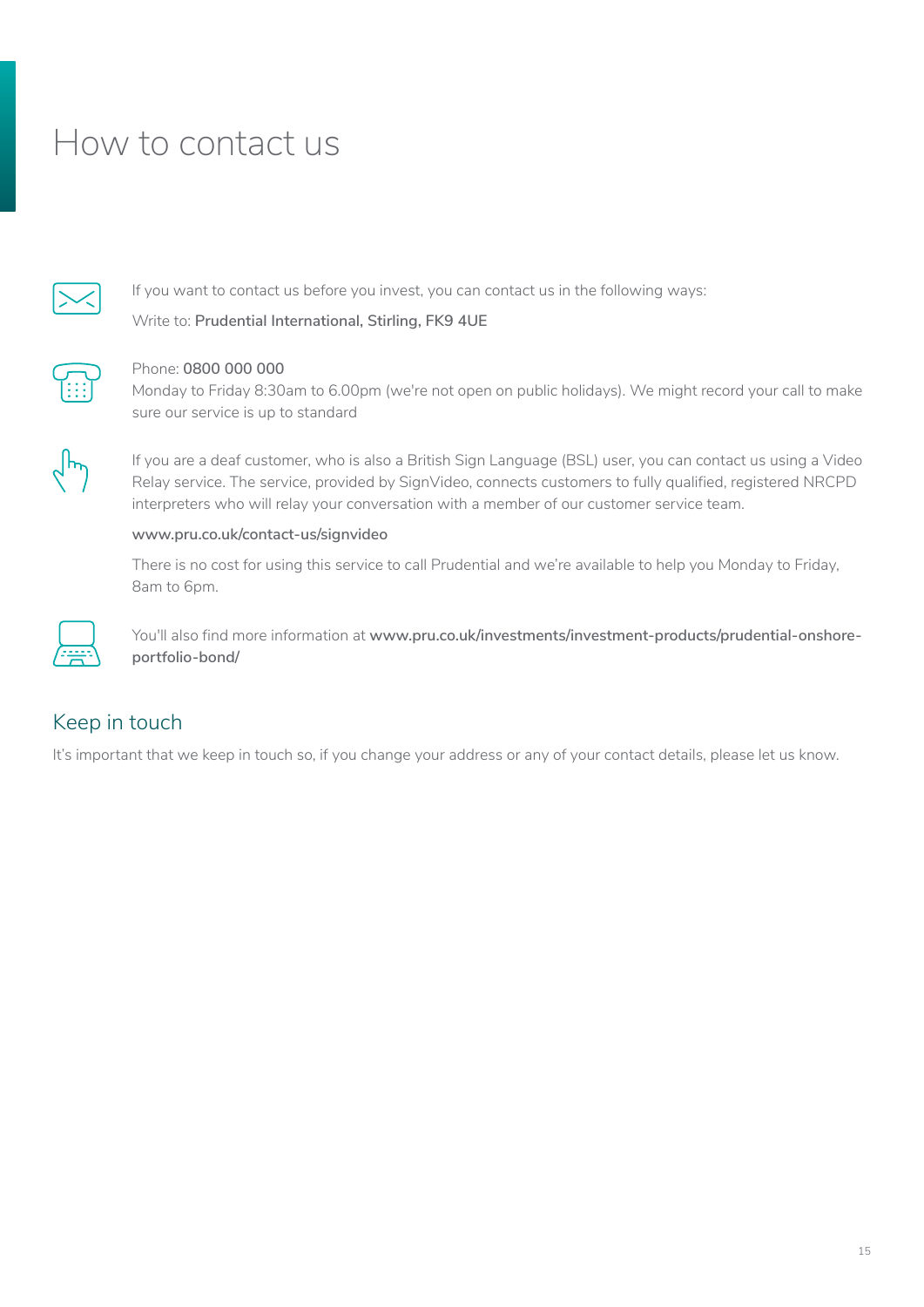# How to contact us

If you want to contact us before you invest, you can contact us in the following ways:

Write to: **Prudential International, Stirling, FK9 4UE**

Phone: **0800 000 000**
Monday to Friday 8:30am to 6.00pm (we're not open on public holidays). We might record your call to make sure our service is up to standard

If you are a deaf customer, who is also a British Sign Language (BSL) user, you can contact us using a Video Relay service. The service, provided by SignVideo, connects customers to fully qualified, registered NRCPD interpreters who will relay your conversation with a member of our customer service team.

**www.pru.co.uk/contact-us/signvideo**

There is no cost for using this service to call Prudential and we're available to help you Monday to Friday, 8am to 6pm.

You'll also find more information at **www.pru.co.uk/investments/investment-products/prudential-onshore-portfolio-bond/**

## Keep in touch

It's important that we keep in touch so, if you change your address or any of your contact details, please let us know.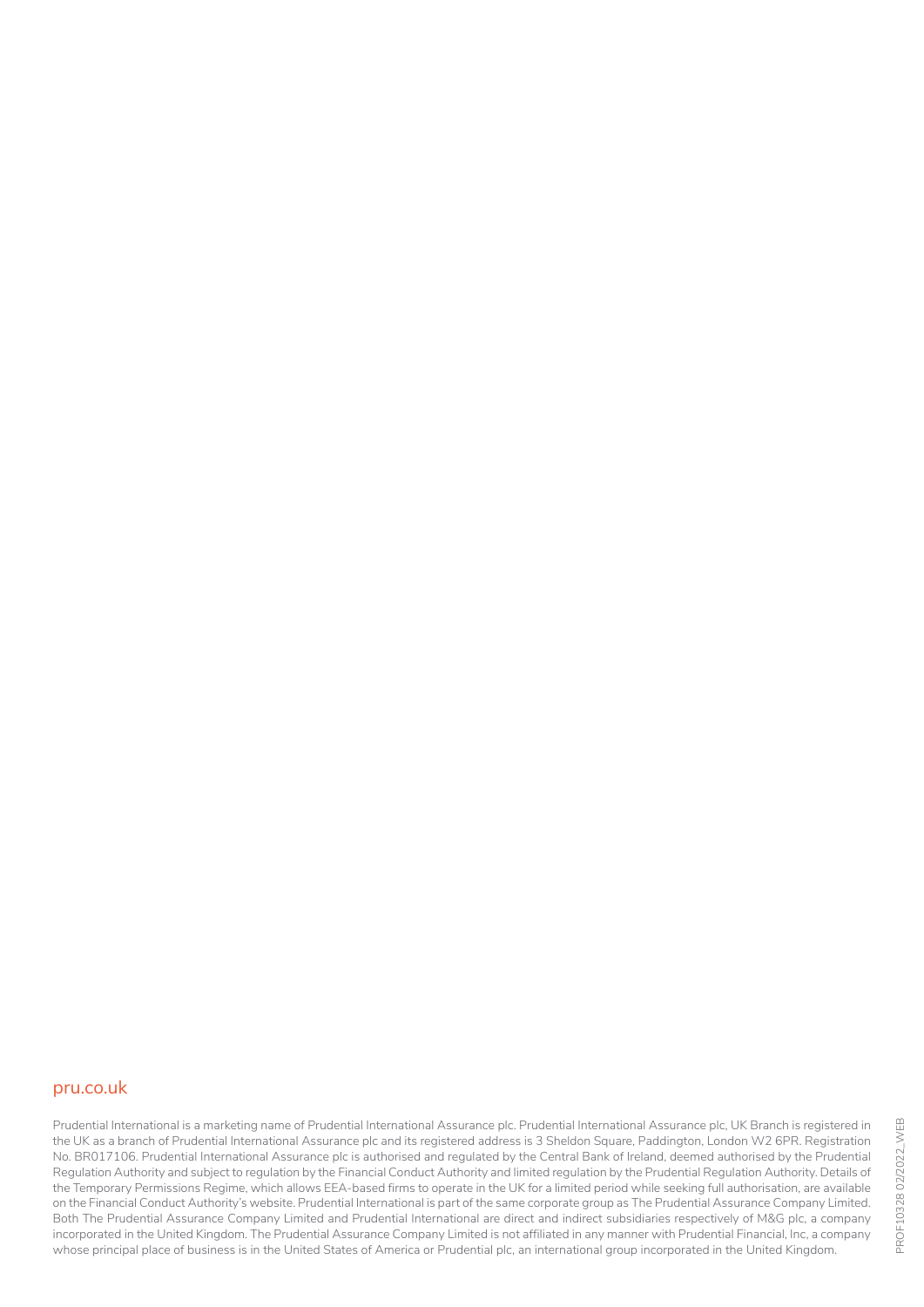pru.co.uk

Prudential International is a marketing name of Prudential International Assurance plc. Prudential International Assurance plc, UK Branch is registered in the UK as a branch of Prudential International Assurance plc and its registered address is 3 Sheldon Square, Paddington, London W2 6PR. Registration No. BR017106. Prudential International Assurance plc is authorised and regulated by the Central Bank of Ireland, deemed authorised by the Prudential Regulation Authority and subject to regulation by the Financial Conduct Authority and limited regulation by the Prudential Regulation Authority. Details of the Temporary Permissions Regime, which allows EEA-based firms to operate in the UK for a limited period while seeking full authorisation, are available on the Financial Conduct Authority's website. Prudential International is part of the same corporate group as The Prudential Assurance Company Limited. Both The Prudential Assurance Company Limited and Prudential International are direct and indirect subsidiaries respectively of M&G plc, a company incorporated in the United Kingdom. The Prudential Assurance Company Limited is not affiliated in any manner with Prudential Financial, Inc, a company whose principal place of business is in the United States of America or Prudential plc, an international group incorporated in the United Kingdom.

PROF10328 02/2022_WEB